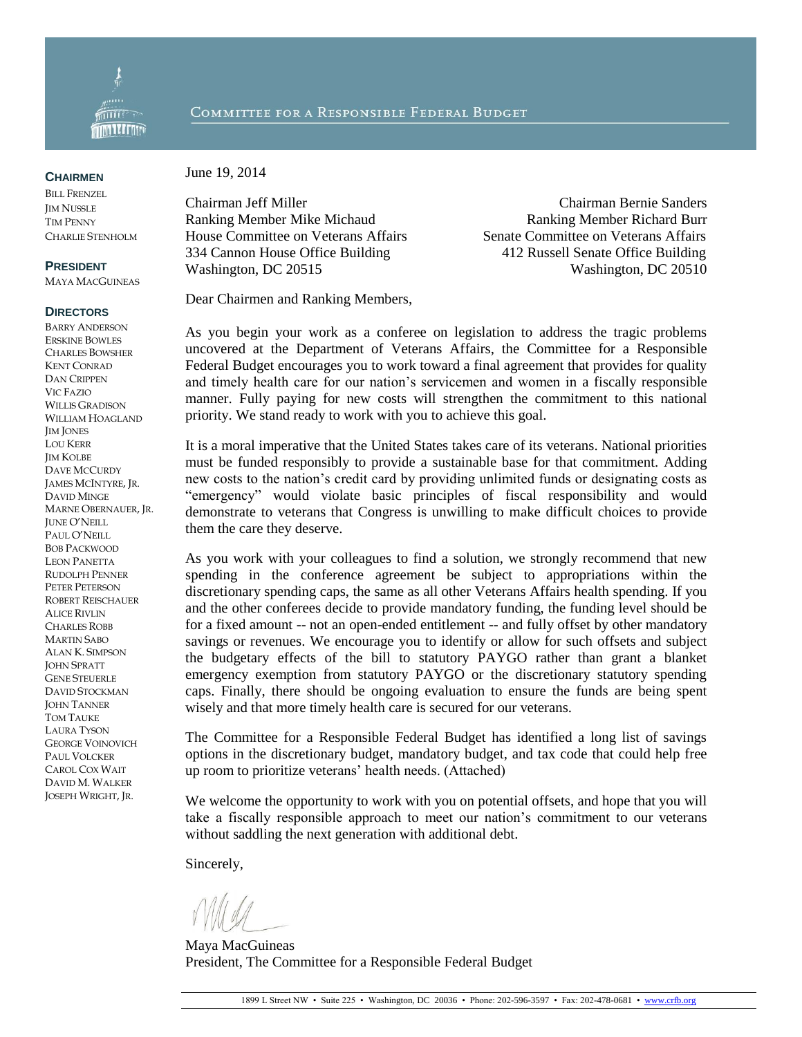# Committee for a Responsible Federal Budget

**CHAIRMEN**
Bill Frenzel
Jim Nussle
Tim Penny
Charlie Stenholm

**PRESIDENT**
Maya MacGuineas

**DIRECTORS**
Barry Anderson
Erskine Bowles
Charles Bowsher
Kent Conrad
Dan Crippen
Vic Fazio
Willis Gradison
William Hoagland
Jim Jones
Lou Kerr
Jim Kolbe
Dave McCurdy
James McIntyre, Jr.
David Minge
Marne Obernauer, Jr.
June O'Neill
Paul O'Neill
Bob Packwood
Leon Panetta
Rudolph Penner
Peter Peterson
Robert Reischauer
Alice Rivlin
Charles Robb
Martin Sabo
Alan K. Simpson
John Spratt
Gene Steuerle
David Stockman
John Tanner
Tom Tauke
Laura Tyson
George Voinovich
Paul Volcker
Carol Cox Wait
David M. Walker
Joseph Wright, Jr.

June 19, 2014

Chairman Jeff Miller
Ranking Member Mike Michaud
House Committee on Veterans Affairs
334 Cannon House Office Building
Washington, DC 20515

Chairman Bernie Sanders
Ranking Member Richard Burr
Senate Committee on Veterans Affairs
412 Russell Senate Office Building
Washington, DC 20510

Dear Chairmen and Ranking Members,

As you begin your work as a conferee on legislation to address the tragic problems uncovered at the Department of Veterans Affairs, the Committee for a Responsible Federal Budget encourages you to work toward a final agreement that provides for quality and timely health care for our nation's servicemen and women in a fiscally responsible manner. Fully paying for new costs will strengthen the commitment to this national priority. We stand ready to work with you to achieve this goal.

It is a moral imperative that the United States takes care of its veterans. National priorities must be funded responsibly to provide a sustainable base for that commitment. Adding new costs to the nation's credit card by providing unlimited funds or designating costs as "emergency" would violate basic principles of fiscal responsibility and would demonstrate to veterans that Congress is unwilling to make difficult choices to provide them the care they deserve.

As you work with your colleagues to find a solution, we strongly recommend that new spending in the conference agreement be subject to appropriations within the discretionary spending caps, the same as all other Veterans Affairs health spending. If you and the other conferees decide to provide mandatory funding, the funding level should be for a fixed amount -- not an open-ended entitlement -- and fully offset by other mandatory savings or revenues. We encourage you to identify or allow for such offsets and subject the budgetary effects of the bill to statutory PAYGO rather than grant a blanket emergency exemption from statutory PAYGO or the discretionary statutory spending caps. Finally, there should be ongoing evaluation to ensure the funds are being spent wisely and that more timely health care is secured for our veterans.

The Committee for a Responsible Federal Budget has identified a long list of savings options in the discretionary budget, mandatory budget, and tax code that could help free up room to prioritize veterans' health needs. (Attached)

We welcome the opportunity to work with you on potential offsets, and hope that you will take a fiscally responsible approach to meet our nation's commitment to our veterans without saddling the next generation with additional debt.

Sincerely,

Maya MacGuineas
President, The Committee for a Responsible Federal Budget

1899 L Street NW • Suite 225 • Washington, DC 20036 • Phone: 202-596-3597 • Fax: 202-478-0681 • www.crfb.org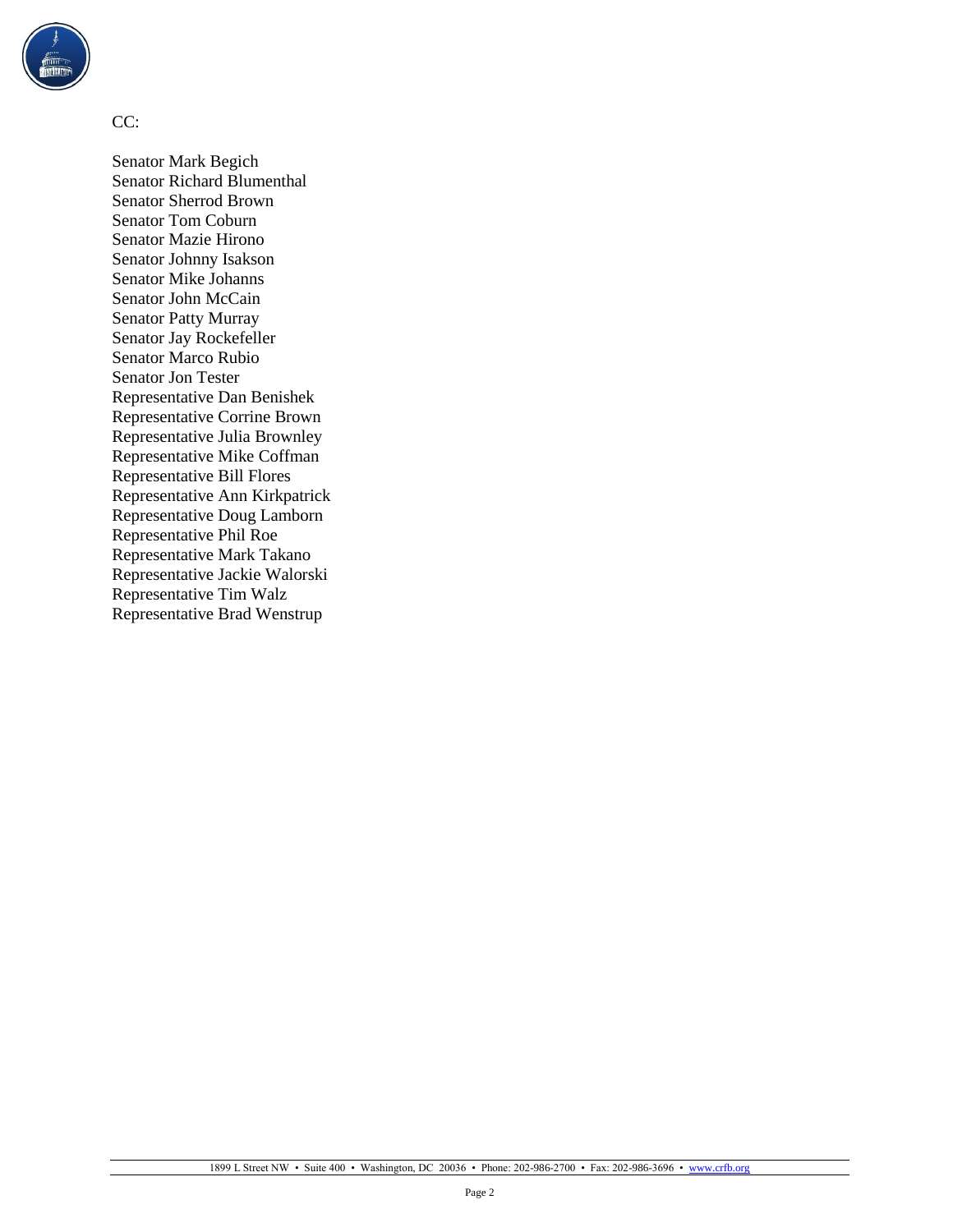CC:

Senator Mark Begich
Senator Richard Blumenthal
Senator Sherrod Brown
Senator Tom Coburn
Senator Mazie Hirono
Senator Johnny Isakson
Senator Mike Johanns
Senator John McCain
Senator Patty Murray
Senator Jay Rockefeller
Senator Marco Rubio
Senator Jon Tester
Representative Dan Benishek
Representative Corrine Brown
Representative Julia Brownley
Representative Mike Coffman
Representative Bill Flores
Representative Ann Kirkpatrick
Representative Doug Lamborn
Representative Phil Roe
Representative Mark Takano
Representative Jackie Walorski
Representative Tim Walz
Representative Brad Wenstrup